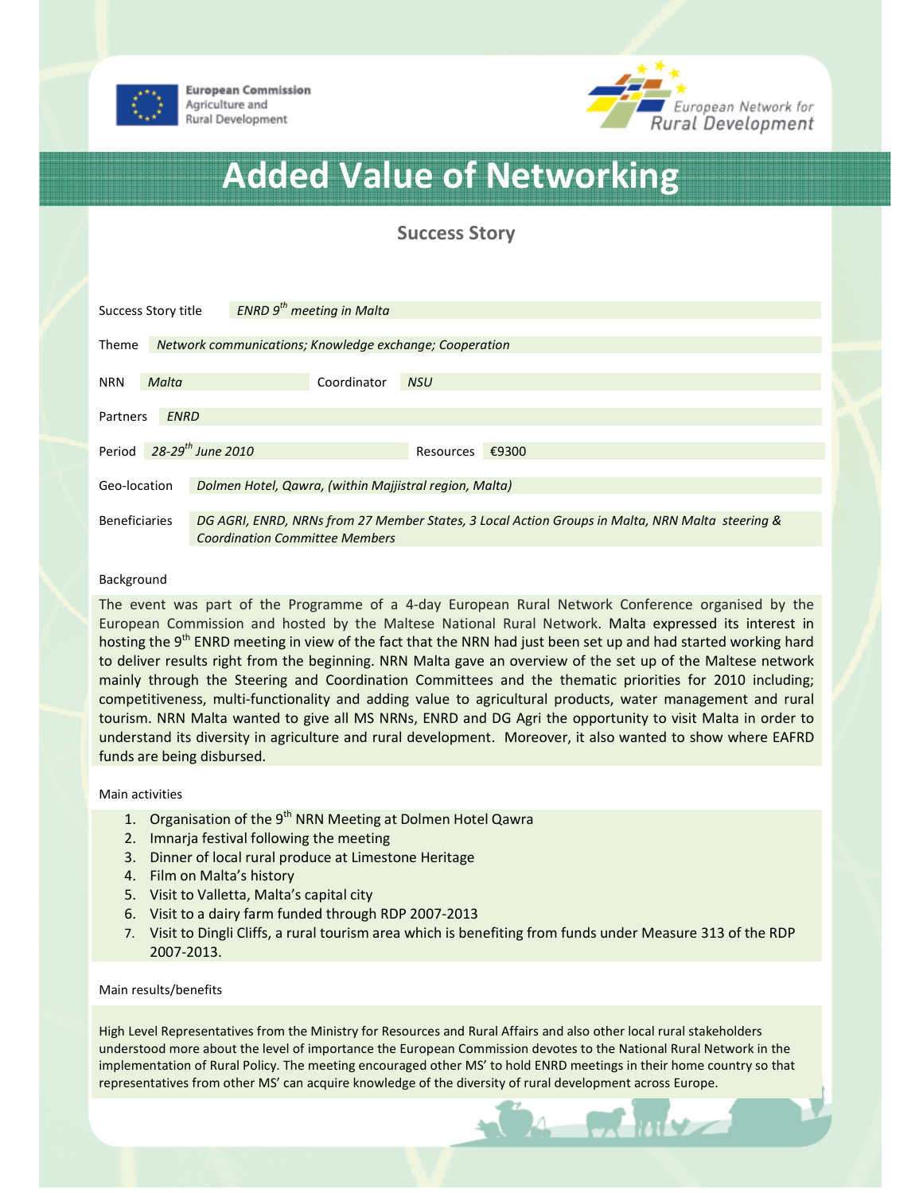European Commission
Agriculture and
Rural Development

European Network for
Rural Development

# Added Value of Networking

## Success Story

| | |
|---|---|
| Success Story title | *ENRD 9th meeting in Malta* |
| Theme | *Network communications; Knowledge exchange; Cooperation* |
| NRN | *Malta* |
| Coordinator | *NSU* |
| Partners | *ENRD* |
| Period | *28-29th June 2010* |
| Resources | €9300 |
| Geo-location | *Dolmen Hotel, Qawra, (within Majjistral region, Malta)* |
| Beneficiaries | *DG AGRI, ENRD, NRNs from 27 Member States, 3 Local Action Groups in Malta, NRN Malta steering & Coordination Committee Members* |

### Background

The event was part of the Programme of a 4-day European Rural Network Conference organised by the European Commission and hosted by the Maltese National Rural Network. Malta expressed its interest in hosting the 9th ENRD meeting in view of the fact that the NRN had just been set up and had started working hard to deliver results right from the beginning. NRN Malta gave an overview of the set up of the Maltese network mainly through the Steering and Coordination Committees and the thematic priorities for 2010 including; competitiveness, multi-functionality and adding value to agricultural products, water management and rural tourism. NRN Malta wanted to give all MS NRNs, ENRD and DG Agri the opportunity to visit Malta in order to understand its diversity in agriculture and rural development. Moreover, it also wanted to show where EAFRD funds are being disbursed.

### Main activities

1. Organisation of the 9th NRN Meeting at Dolmen Hotel Qawra
2. Imnarja festival following the meeting
3. Dinner of local rural produce at Limestone Heritage
4. Film on Malta's history
5. Visit to Valletta, Malta's capital city
6. Visit to a dairy farm funded through RDP 2007-2013
7. Visit to Dingli Cliffs, a rural tourism area which is benefiting from funds under Measure 313 of the RDP 2007-2013.

### Main results/benefits

High Level Representatives from the Ministry for Resources and Rural Affairs and also other local rural stakeholders understood more about the level of importance the European Commission devotes to the National Rural Network in the implementation of Rural Policy. The meeting encouraged other MS' to hold ENRD meetings in their home country so that representatives from other MS' can acquire knowledge of the diversity of rural development across Europe.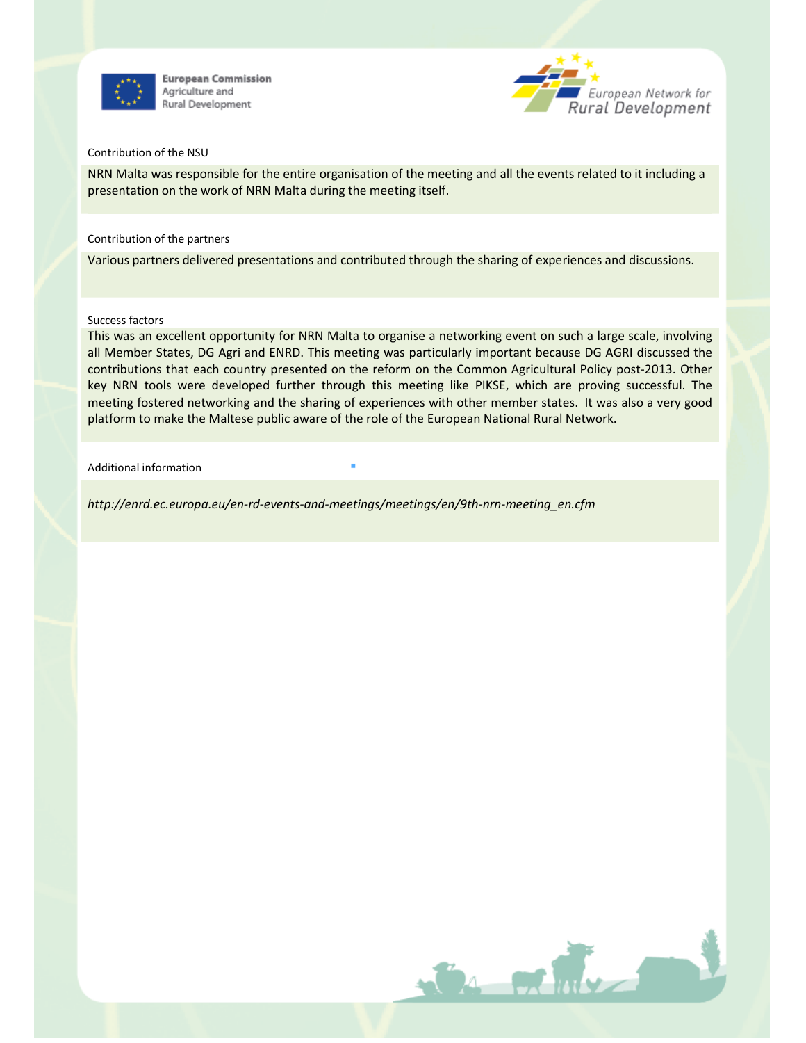Contribution of the NSU

NRN Malta was responsible for the entire organisation of the meeting and all the events related to it including a presentation on the work of NRN Malta during the meeting itself.

Contribution of the partners

Various partners delivered presentations and contributed through the sharing of experiences and discussions.

Success factors

This was an excellent opportunity for NRN Malta to organise a networking event on such a large scale, involving all Member States, DG Agri and ENRD. This meeting was particularly important because DG AGRI discussed the contributions that each country presented on the reform on the Common Agricultural Policy post-2013. Other key NRN tools were developed further through this meeting like PIKSE, which are proving successful. The meeting fostered networking and the sharing of experiences with other member states. It was also a very good platform to make the Maltese public aware of the role of the European National Rural Network.

Additional information

*http://enrd.ec.europa.eu/en-rd-events-and-meetings/meetings/en/9th-nrn-meeting_en.cfm*